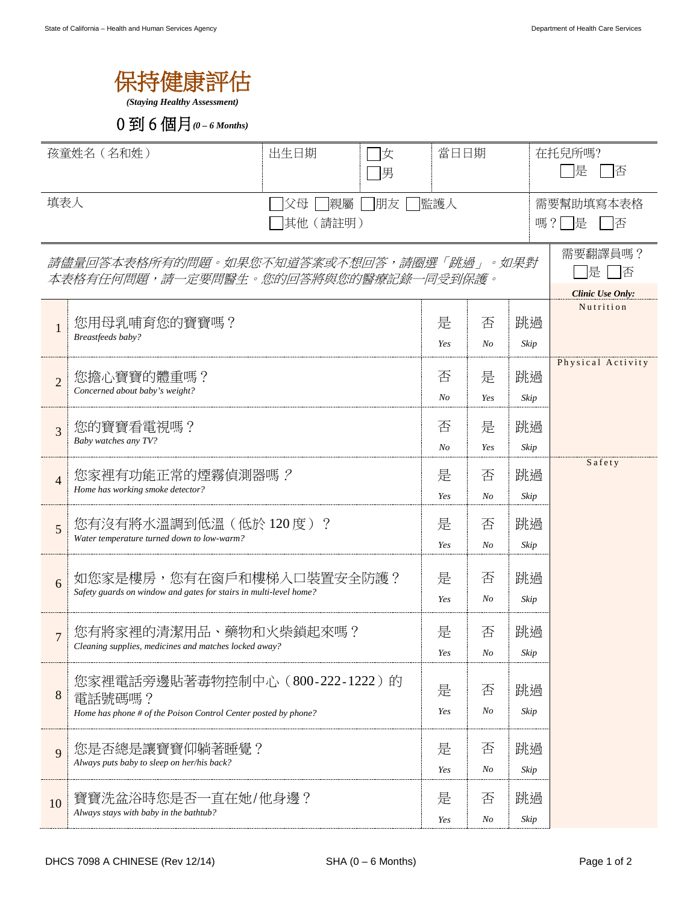# 保持健康評估

***(Staying Healthy Assessment)***

## 0 到 6 個月 *(0 – 6 Months)*

| 孩童姓名（名和姓） | 出生日期 | ☐女 ☐男 | 當日日期 | 在托兒所嗎? ☐是 ☐否 |
|---|---|---|---|---|
| 填表人 | ☐父母 ☐親屬 ☐朋友 ☐監護人 ☐其他（請註明） | | | 需要幫助填寫本表格嗎？☐是 ☐否 |

*請儘量回答本表格所有的問題。如果您不知道答案或不想回答，請圈選「跳過」。如果對本表格有任何問題，請一定要問醫生。您的回答將與您的醫療記錄一同受到保護。*

需要翻譯員嗎？ ☐是 ☐否

| # | Question | | | | *Clinic Use Only:* |
|---|---|---|---|---|---|
| 1 | 您用母乳哺育您的寶寶嗎？ *Breastfeeds baby?* | 是 *Yes* | 否 *No* | 跳過 *Skip* | Nutrition |
| 2 | 您擔心寶寶的體重嗎？ *Concerned about baby's weight?* | 否 *No* | 是 *Yes* | 跳過 *Skip* | Physical Activity |
| 3 | 您的寶寶看電視嗎？ *Baby watches any TV?* | 否 *No* | 是 *Yes* | 跳過 *Skip* | |
| 4 | 您家裡有功能正常的煙霧偵測器嗎？ *Home has working smoke detector?* | 是 *Yes* | 否 *No* | 跳過 *Skip* | Safety |
| 5 | 您有沒有將水溫調到低溫（低於 120 度）？ *Water temperature turned down to low-warm?* | 是 *Yes* | 否 *No* | 跳過 *Skip* | |
| 6 | 如您家是樓房，您有在窗戶和樓梯入口裝置安全防護？ *Safety guards on window and gates for stairs in multi-level home?* | 是 *Yes* | 否 *No* | 跳過 *Skip* | |
| 7 | 您有將家裡的清潔用品、藥物和火柴鎖起來嗎？ *Cleaning supplies, medicines and matches locked away?* | 是 *Yes* | 否 *No* | 跳過 *Skip* | |
| 8 | 您家裡電話旁邊貼著毒物控制中心（800-222-1222）的電話號碼嗎？ *Home has phone # of the Poison Control Center posted by phone?* | 是 *Yes* | 否 *No* | 跳過 *Skip* | |
| 9 | 您是否總是讓寶寶仰躺著睡覺？ *Always puts baby to sleep on her/his back?* | 是 *Yes* | 否 *No* | 跳過 *Skip* | |
| 10 | 寶寶洗盆浴時您是否一直在她/他身邊？ *Always stays with baby in the bathtub?* | 是 *Yes* | 否 *No* | 跳過 *Skip* | |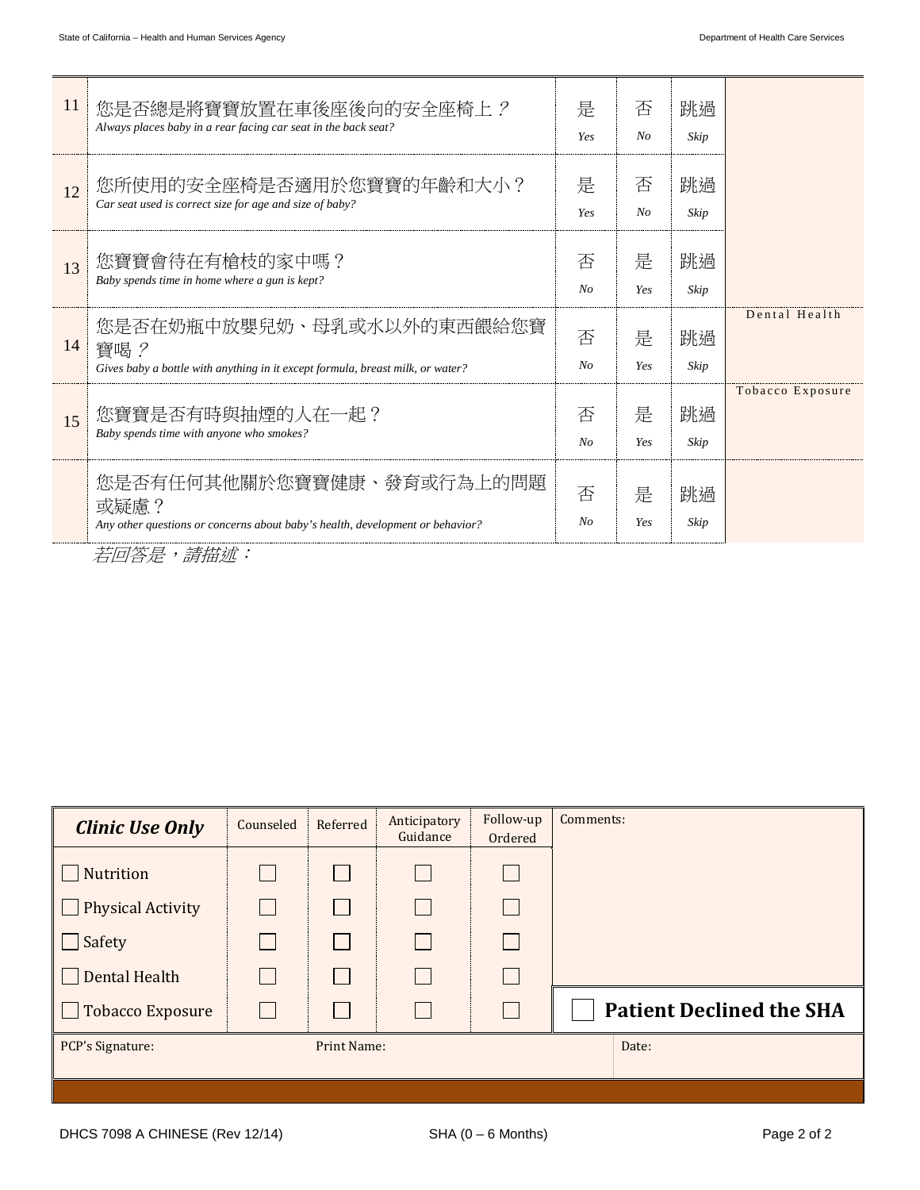| | | | | | |
|---|---|---|---|---|---|
| 11 | 您是否總是將寶寶放置在車後座後向的安全座椅上？<br>*Always places baby in a rear facing car seat in the back seat?* | 是<br>*Yes* | 否<br>*No* | 跳過<br>*Skip* | |
| 12 | 您所使用的安全座椅是否適用於您寶寶的年齡和大小？<br>*Car seat used is correct size for age and size of baby?* | 是<br>*Yes* | 否<br>*No* | 跳過<br>*Skip* | |
| 13 | 您寶寶會待在有槍枝的家中嗎？<br>*Baby spends time in home where a gun is kept?* | 否<br>*No* | 是<br>*Yes* | 跳過<br>*Skip* | |
| 14 | 您是否在奶瓶中放嬰兒奶、母乳或水以外的東西餵給您寶寶喝？<br>*Gives baby a bottle with anything in it except formula, breast milk, or water?* | 否<br>*No* | 是<br>*Yes* | 跳過<br>*Skip* | Dental Health |
| 15 | 您寶寶是否有時與抽煙的人在一起？<br>*Baby spends time with anyone who smokes?* | 否<br>*No* | 是<br>*Yes* | 跳過<br>*Skip* | Tobacco Exposure |
| | 您是否有任何其他關於您寶寶健康、發育或行為上的問題或疑慮？<br>*Any other questions or concerns about baby's health, development or behavior?* | 否<br>*No* | 是<br>*Yes* | 跳過<br>*Skip* | |

*若回答是，請描述：*

| ***Clinic Use Only*** | Counseled | Referred | Anticipatory Guidance | Follow-up Ordered | Comments: |
|---|---|---|---|---|---|
| ☐ Nutrition | ☐ | ☐ | ☐ | ☐ | |
| ☐ Physical Activity | ☐ | ☐ | ☐ | ☐ | |
| ☐ Safety | ☐ | ☐ | ☐ | ☐ | |
| ☐ Dental Health | ☐ | ☐ | ☐ | ☐ | |
| ☐ Tobacco Exposure | ☐ | ☐ | ☐ | ☐ | ☐ **Patient Declined the SHA** |

| PCP's Signature: | Print Name: | Date: |
|---|---|---|
| | | |

DHCS 7098 A CHINESE (Rev 12/14) SHA (0 – 6 Months)